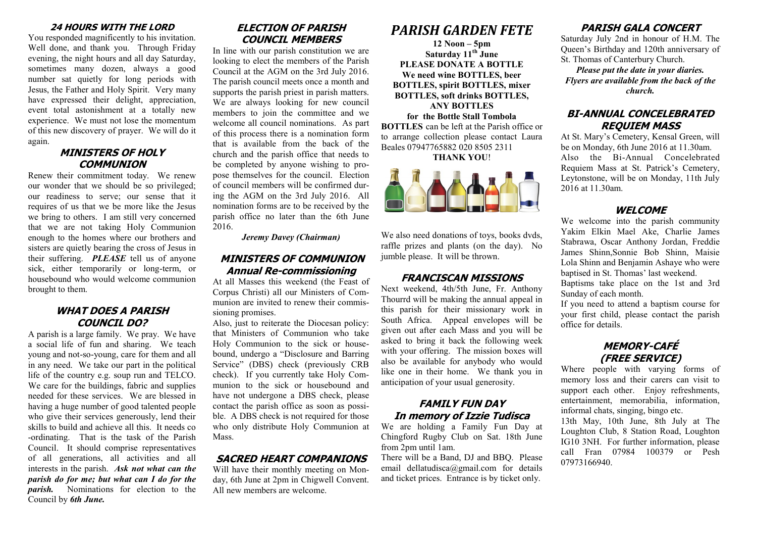## 24 HOURS WITH THE LORD

You responded magnificently to his invitation. Well done, and thank you. Through Friday evening, the night hours and all day Saturday, sometimes many dozen, always a good number sat quietly for long periods with Jesus, the Father and Holy Spirit. Very many have expressed their delight, appreciation, event total astonishment at a totally new experience. We must not lose the momentum of this new discovery of prayer. We will do it again.

## MINISTERS OF HOLY COMMUNION

Renew their commitment today. We renew our wonder that we should be so privileged; our readiness to serve; our sense that it requires of us that we be more like the Jesus we bring to others. I am still very concerned that we are not taking Holy Communion enough to the homes where our brothers and sisters are quietly bearing the cross of Jesus in their suffering. ***PLEASE*** tell us of anyone sick, either temporarily or long-term, or housebound who would welcome communion brought to them.

## WHAT DOES A PARISH COUNCIL DO?

A parish is a large family. We pray. We have a social life of fun and sharing. We teach young and not-so-young, care for them and all in any need. We take our part in the political life of the country e.g. soup run and TELCO. We care for the buildings, fabric and supplies needed for these services. We are blessed in having a huge number of good talented people who give their services generously, lend their skills to build and achieve all this. It needs co-ordinating. That is the task of the Parish Council. It should comprise representatives of all generations, all activities and all interests in the parish. ***Ask not what can the parish do for me; but what can I do for the parish.*** Nominations for election to the Council by ***6th June.***

## ELECTION OF PARISH COUNCIL MEMBERS

In line with our parish constitution we are looking to elect the members of the Parish Council at the AGM on the 3rd July 2016. The parish council meets once a month and supports the parish priest in parish matters. We are always looking for new council members to join the committee and we welcome all council nominations. As part of this process there is a nomination form that is available from the back of the church and the parish office that needs to be completed by anyone wishing to propose themselves for the council. Election of council members will be confirmed during the AGM on the 3rd July 2016. All nomination forms are to be received by the parish office no later than the 6th June 2016.

*Jeremy Davey (Chairman)*

## MINISTERS OF COMMUNION Annual Re-commissioning

At all Masses this weekend (the Feast of Corpus Christi) all our Ministers of Communion are invited to renew their commissioning promises.

Also, just to reiterate the Diocesan policy: that Ministers of Communion who take Holy Communion to the sick or housebound, undergo a "Disclosure and Barring Service" (DBS) check (previously CRB check). If you currently take Holy Communion to the sick or housebound and have not undergone a DBS check, please contact the parish office as soon as possible. A DBS check is not required for those who only distribute Holy Communion at Mass.

## SACRED HEART COMPANIONS

Will have their monthly meeting on Monday, 6th June at 2pm in Chigwell Convent. All new members are welcome.

# *PARISH GARDEN FETE*

**12 Noon – 5pm**
**Saturday 11th June**
**PLEASE DONATE A BOTTLE**
**We need wine BOTTLES, beer BOTTLES, spirit BOTTLES, mixer BOTTLES, soft drinks BOTTLES, ANY BOTTLES**
**for the Bottle Stall Tombola**

**BOTTLES** can be left at the Parish office or to arrange collection please contact Laura Beales 07947765882 020 8505 2311

**THANK YOU**!

We also need donations of toys, books dvds, raffle prizes and plants (on the day). No jumble please. It will be thrown.

## FRANCISCAN MISSIONS

Next weekend, 4th/5th June, Fr. Anthony Thourrd will be making the annual appeal in this parish for their missionary work in South Africa. Appeal envelopes will be given out after each Mass and you will be asked to bring it back the following week with your offering. The mission boxes will also be available for anybody who would like one in their home. We thank you in anticipation of your usual generosity.

## FAMILY FUN DAY In memory of Izzie Tudisca

We are holding a Family Fun Day at Chingford Rugby Club on Sat. 18th June from 2pm until 1am.

There will be a Band, DJ and BBQ. Please email dellatudisca@gmail.com for details and ticket prices. Entrance is by ticket only.

## PARISH GALA CONCERT

Saturday July 2nd in honour of H.M. The Queen's Birthday and 120th anniversary of St. Thomas of Canterbury Church.

***Please put the date in your diaries. Flyers are available from the back of the church.***

## BI-ANNUAL CONCELEBRATED REQUIEM MASS

At St. Mary's Cemetery, Kensal Green, will be on Monday, 6th June 2016 at 11.30am. Also the Bi-Annual Concelebrated Requiem Mass at St. Patrick's Cemetery, Leytonstone, will be on Monday, 11th July 2016 at 11.30am.

## WELCOME

We welcome into the parish community Yakim Elkin Mael Ake, Charlie James Stabrawa, Oscar Anthony Jordan, Freddie James Shinn,Sonnie Bob Shinn, Maisie Lola Shinn and Benjamin Ashaye who were baptised in St. Thomas' last weekend.

Baptisms take place on the 1st and 3rd Sunday of each month.

If you need to attend a baptism course for your first child, please contact the parish office for details.

## MEMORY-CAFÉ (FREE SERVICE)

Where people with varying forms of memory loss and their carers can visit to support each other. Enjoy refreshments, entertainment, memorabilia, information, informal chats, singing, bingo etc.

13th May, 10th June, 8th July at The Loughton Club, 8 Station Road, Loughton IG10 3NH. For further information, please call Fran 07984 100379 or Pesh 07973166940.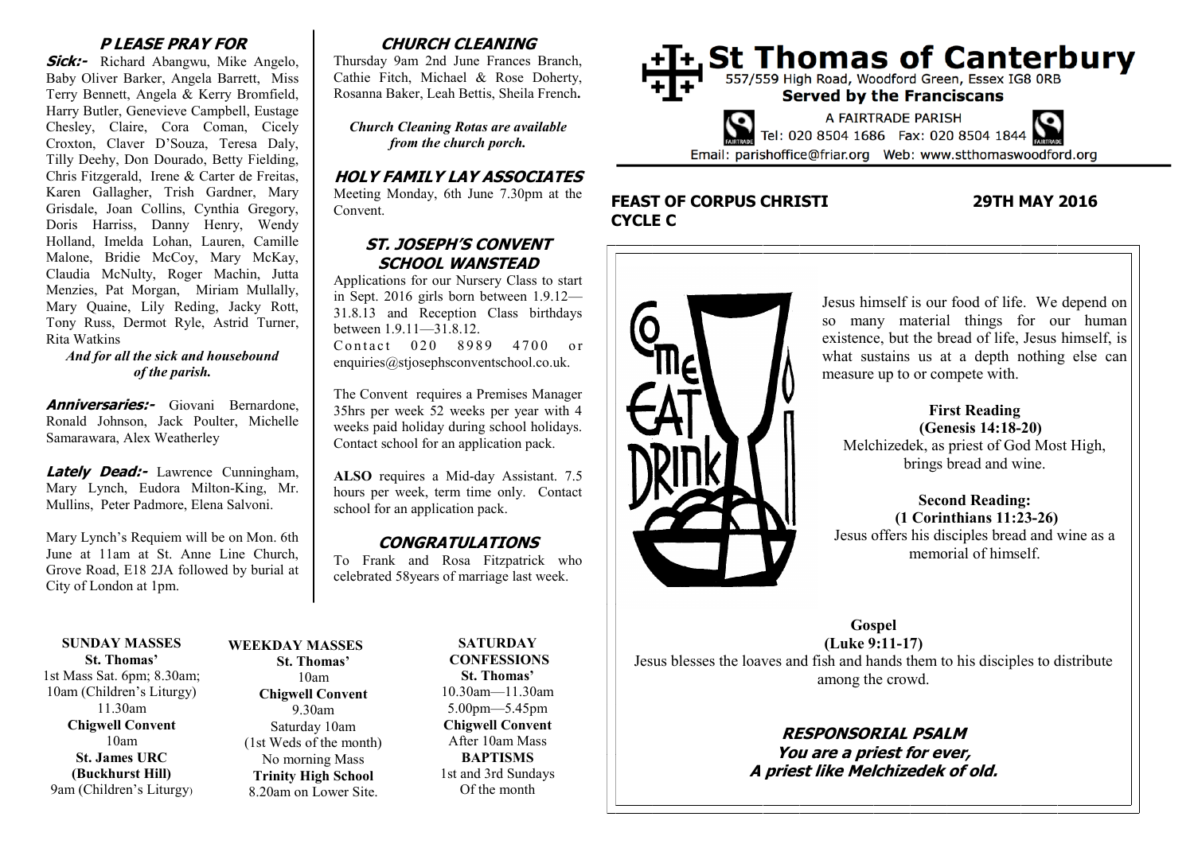## PLEASE PRAY FOR

**Sick:-** Richard Abangwu, Mike Angelo, Baby Oliver Barker, Angela Barrett, Miss Terry Bennett, Angela & Kerry Bromfield, Harry Butler, Genevieve Campbell, Eustage Chesley, Claire, Cora Coman, Cicely Croxton, Claver D'Souza, Teresa Daly, Tilly Deehy, Don Dourado, Betty Fielding, Chris Fitzgerald, Irene & Carter de Freitas, Karen Gallagher, Trish Gardner, Mary Grisdale, Joan Collins, Cynthia Gregory, Doris Harriss, Danny Henry, Wendy Holland, Imelda Lohan, Lauren, Camille Malone, Bridie McCoy, Mary McKay, Claudia McNulty, Roger Machin, Jutta Menzies, Pat Morgan, Miriam Mullally, Mary Quaine, Lily Reding, Jacky Rott, Tony Russ, Dermot Ryle, Astrid Turner, Rita Watkins

*And for all the sick and housebound of the parish.*

**Anniversaries:-** Giovani Bernardone, Ronald Johnson, Jack Poulter, Michelle Samarawara, Alex Weatherley

**Lately Dead:-** Lawrence Cunningham, Mary Lynch, Eudora Milton-King, Mr. Mullins, Peter Padmore, Elena Salvoni.

Mary Lynch's Requiem will be on Mon. 6th June at 11am at St. Anne Line Church, Grove Road, E18 2JA followed by burial at City of London at 1pm.

## CHURCH CLEANING

Thursday 9am 2nd June Frances Branch, Cathie Fitch, Michael & Rose Doherty, Rosanna Baker, Leah Bettis, Sheila French.

*Church Cleaning Rotas are available from the church porch.*

## HOLY FAMILY LAY ASSOCIATES

Meeting Monday, 6th June 7.30pm at the Convent.

## ST. JOSEPH'S CONVENT SCHOOL WANSTEAD

Applications for our Nursery Class to start in Sept. 2016 girls born between 1.9.12—31.8.13 and Reception Class birthdays between 1.9.11—31.8.12.
Contact 020 8989 4700 or enquiries@stjosephsconventschool.co.uk.

The Convent requires a Premises Manager 35hrs per week 52 weeks per year with 4 weeks paid holiday during school holidays. Contact school for an application pack.

**ALSO** requires a Mid-day Assistant. 7.5 hours per week, term time only. Contact school for an application pack.

## CONGRATULATIONS

To Frank and Rosa Fitzpatrick who celebrated 58years of marriage last week.

**SUNDAY MASSES**
**St. Thomas'**
1st Mass Sat. 6pm; 8.30am;
10am (Children's Liturgy)
11.30am
**Chigwell Convent**
10am
**St. James URC (Buckhurst Hill)**
9am (Children's Liturgy)

**WEEKDAY MASSES**
**St. Thomas'**
10am
**Chigwell Convent**
9.30am
Saturday 10am
(1st Weds of the month)
No morning Mass
**Trinity High School**
8.20am on Lower Site.

**SATURDAY CONFESSIONS**
**St. Thomas'**
10.30am—11.30am
5.00pm—5.45pm
**Chigwell Convent**
After 10am Mass
**BAPTISMS**
1st and 3rd Sundays
Of the month

# St Thomas of Canterbury

557/559 High Road, Woodford Green, Essex IG8 0RB

**Served by the Franciscans**

A FAIRTRADE PARISH
Tel: 020 8504 1686 Fax: 020 8504 1844
Email: parishoffice@friar.org Web: www.stthomaswoodford.org

**FEAST OF CORPUS CHRISTI CYCLE C** — **29TH MAY 2016**

Come Eat Drink

Jesus himself is our food of life. We depend on so many material things for our human existence, but the bread of life, Jesus himself, is what sustains us at a depth nothing else can measure up to or compete with.

**First Reading**
**(Genesis 14:18-20)**
Melchizedek, as priest of God Most High, brings bread and wine.

**Second Reading:**
**(1 Corinthians 11:23-26)**
Jesus offers his disciples bread and wine as a memorial of himself.

**Gospel**
**(Luke 9:11-17)**
Jesus blesses the loaves and fish and hands them to his disciples to distribute among the crowd.

**RESPONSORIAL PSALM**
***You are a priest for ever,***
***A priest like Melchizedek of old.***